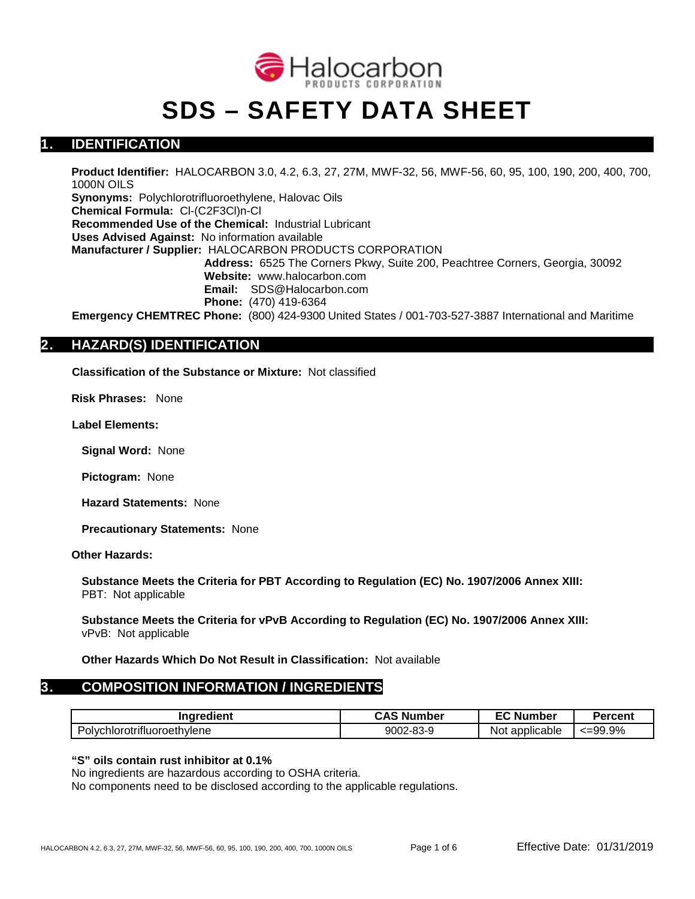Halocarbon PRODUCTS CORPORATION

# SDS – SAFETY DATA SHEET

## 1. IDENTIFICATION

**Product Identifier:** HALOCARBON 3.0, 4.2, 6.3, 27, 27M, MWF-32, 56, MWF-56, 60, 95, 100, 190, 200, 400, 700, 1000N OILS
**Synonyms:** Polychlorotrifluoroethylene, Halovac Oils
**Chemical Formula:** Cl-(C2F3Cl)n-Cl
**Recommended Use of the Chemical:** Industrial Lubricant
**Uses Advised Against:** No information available
**Manufacturer / Supplier:** HALOCARBON PRODUCTS CORPORATION
**Address:** 6525 The Corners Pkwy, Suite 200, Peachtree Corners, Georgia, 30092
**Website:** www.halocarbon.com
**Email:** SDS@Halocarbon.com
**Phone:** (470) 419-6364
**Emergency CHEMTREC Phone:** (800) 424-9300 United States / 001-703-527-3887 International and Maritime

## 2. HAZARD(S) IDENTIFICATION

**Classification of the Substance or Mixture:** Not classified

**Risk Phrases:** None

**Label Elements:**

**Signal Word:** None

**Pictogram:** None

**Hazard Statements:** None

**Precautionary Statements:** None

**Other Hazards:**

**Substance Meets the Criteria for PBT According to Regulation (EC) No. 1907/2006 Annex XIII:**
PBT: Not applicable

**Substance Meets the Criteria for vPvB According to Regulation (EC) No. 1907/2006 Annex XIII:**
vPvB: Not applicable

**Other Hazards Which Do Not Result in Classification:** Not available

## 3. COMPOSITION INFORMATION / INGREDIENTS

| Ingredient | CAS Number | EC Number | Percent |
|---|---|---|---|
| Polychlorotrifluoroethylene | 9002-83-9 | Not applicable | <=99.9% |

**"S" oils contain rust inhibitor at 0.1%**
No ingredients are hazardous according to OSHA criteria.
No components need to be disclosed according to the applicable regulations.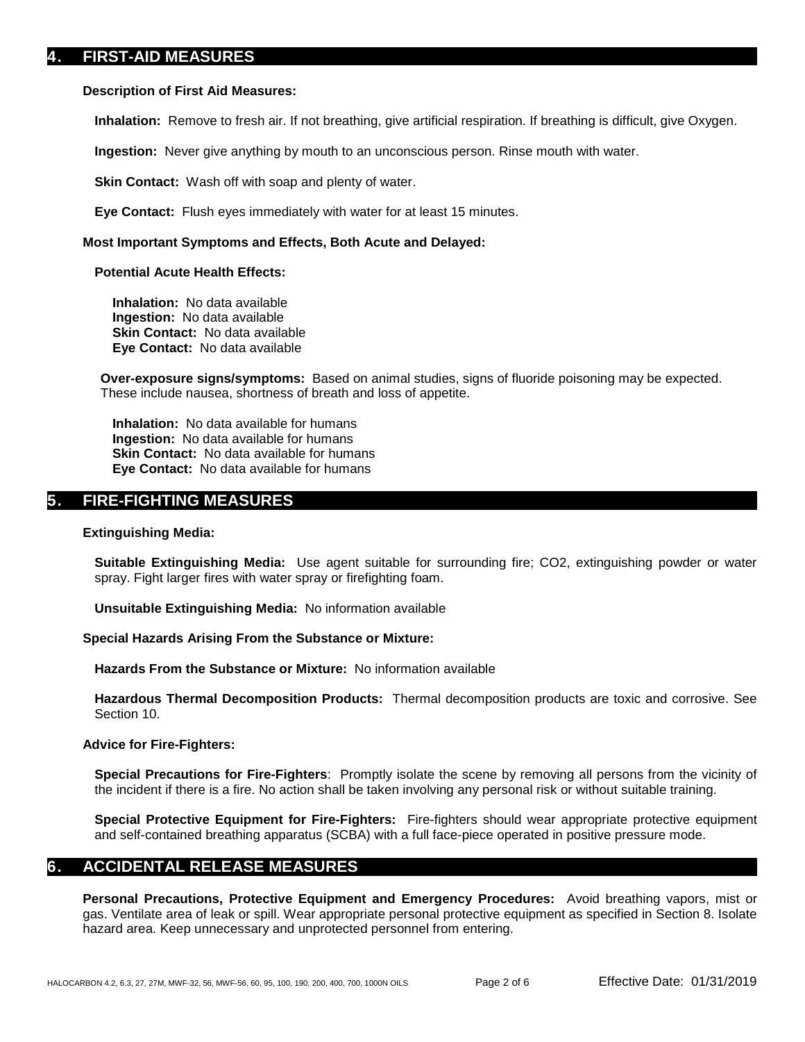## 4. FIRST-AID MEASURES

**Description of First Aid Measures:**

**Inhalation:** Remove to fresh air. If not breathing, give artificial respiration. If breathing is difficult, give Oxygen.

**Ingestion:** Never give anything by mouth to an unconscious person. Rinse mouth with water.

**Skin Contact:** Wash off with soap and plenty of water.

**Eye Contact:** Flush eyes immediately with water for at least 15 minutes.

**Most Important Symptoms and Effects, Both Acute and Delayed:**

**Potential Acute Health Effects:**

**Inhalation:** No data available
**Ingestion:** No data available
**Skin Contact:** No data available
**Eye Contact:** No data available

**Over-exposure signs/symptoms:** Based on animal studies, signs of fluoride poisoning may be expected. These include nausea, shortness of breath and loss of appetite.

**Inhalation:** No data available for humans
**Ingestion:** No data available for humans
**Skin Contact:** No data available for humans
**Eye Contact:** No data available for humans

## 5. FIRE-FIGHTING MEASURES

**Extinguishing Media:**

**Suitable Extinguishing Media:** Use agent suitable for surrounding fire; CO2, extinguishing powder or water spray. Fight larger fires with water spray or firefighting foam.

**Unsuitable Extinguishing Media:** No information available

**Special Hazards Arising From the Substance or Mixture:**

**Hazards From the Substance or Mixture:** No information available

**Hazardous Thermal Decomposition Products:** Thermal decomposition products are toxic and corrosive. See Section 10.

**Advice for Fire-Fighters:**

**Special Precautions for Fire-Fighters**: Promptly isolate the scene by removing all persons from the vicinity of the incident if there is a fire. No action shall be taken involving any personal risk or without suitable training.

**Special Protective Equipment for Fire-Fighters:** Fire-fighters should wear appropriate protective equipment and self-contained breathing apparatus (SCBA) with a full face-piece operated in positive pressure mode.

## 6. ACCIDENTAL RELEASE MEASURES

**Personal Precautions, Protective Equipment and Emergency Procedures:** Avoid breathing vapors, mist or gas. Ventilate area of leak or spill. Wear appropriate personal protective equipment as specified in Section 8. Isolate hazard area. Keep unnecessary and unprotected personnel from entering.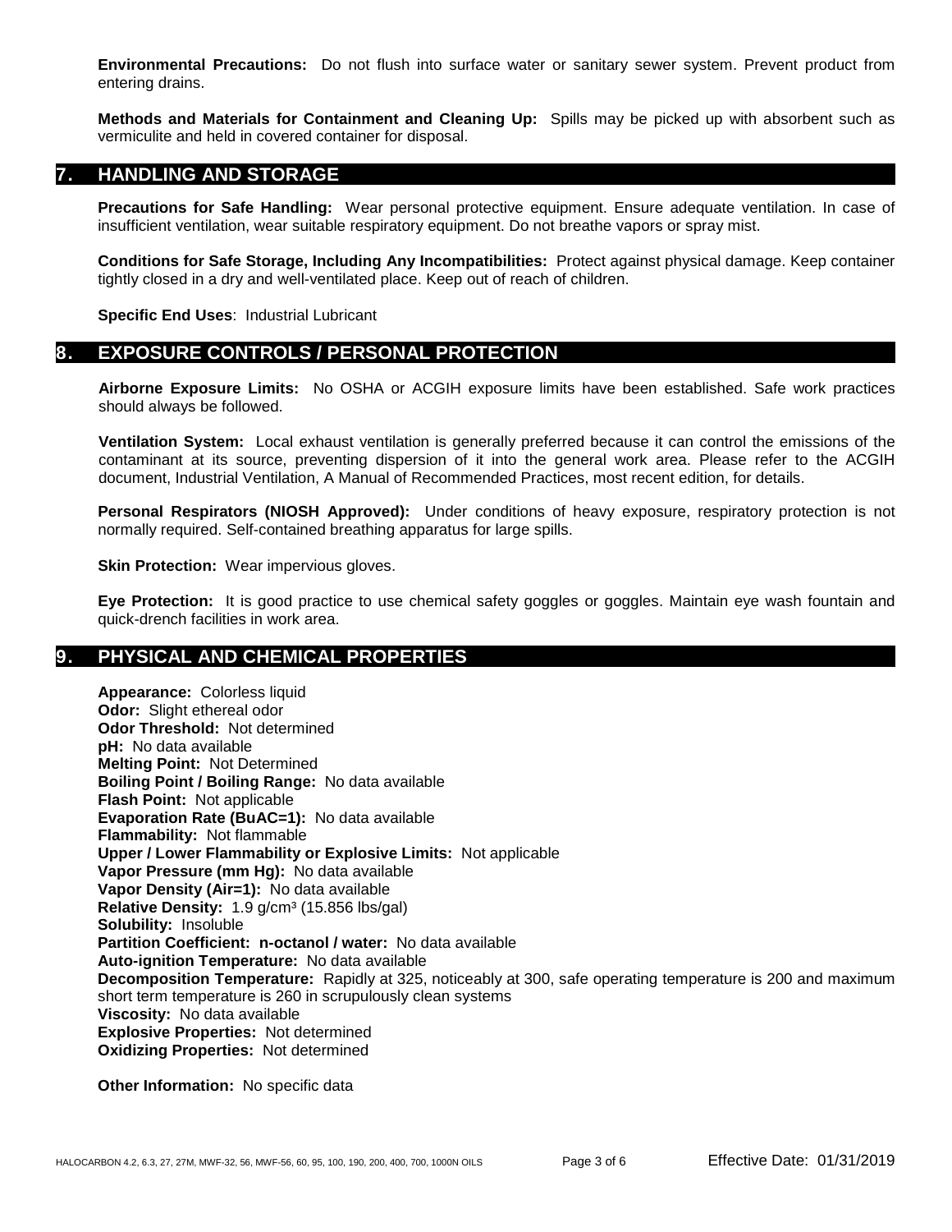**Environmental Precautions:** Do not flush into surface water or sanitary sewer system. Prevent product from entering drains.

**Methods and Materials for Containment and Cleaning Up:** Spills may be picked up with absorbent such as vermiculite and held in covered container for disposal.

## 7. HANDLING AND STORAGE

**Precautions for Safe Handling:** Wear personal protective equipment. Ensure adequate ventilation. In case of insufficient ventilation, wear suitable respiratory equipment. Do not breathe vapors or spray mist.

**Conditions for Safe Storage, Including Any Incompatibilities:** Protect against physical damage. Keep container tightly closed in a dry and well-ventilated place. Keep out of reach of children.

**Specific End Uses**: Industrial Lubricant

## 8. EXPOSURE CONTROLS / PERSONAL PROTECTION

**Airborne Exposure Limits:** No OSHA or ACGIH exposure limits have been established. Safe work practices should always be followed.

**Ventilation System:** Local exhaust ventilation is generally preferred because it can control the emissions of the contaminant at its source, preventing dispersion of it into the general work area. Please refer to the ACGIH document, Industrial Ventilation, A Manual of Recommended Practices, most recent edition, for details.

**Personal Respirators (NIOSH Approved):** Under conditions of heavy exposure, respiratory protection is not normally required. Self-contained breathing apparatus for large spills.

**Skin Protection:** Wear impervious gloves.

**Eye Protection:** It is good practice to use chemical safety goggles or goggles. Maintain eye wash fountain and quick-drench facilities in work area.

## 9. PHYSICAL AND CHEMICAL PROPERTIES

**Appearance:** Colorless liquid
**Odor:** Slight ethereal odor
**Odor Threshold:** Not determined
**pH:** No data available
**Melting Point:** Not Determined
**Boiling Point / Boiling Range:** No data available
**Flash Point:** Not applicable
**Evaporation Rate (BuAC=1):** No data available
**Flammability:** Not flammable
**Upper / Lower Flammability or Explosive Limits:** Not applicable
**Vapor Pressure (mm Hg):** No data available
**Vapor Density (Air=1):** No data available
**Relative Density:** 1.9 g/cm$^3$ (15.856 lbs/gal)
**Solubility:** Insoluble
**Partition Coefficient: n-octanol / water:** No data available
**Auto-ignition Temperature:** No data available
**Decomposition Temperature:** Rapidly at 325, noticeably at 300, safe operating temperature is 200 and maximum short term temperature is 260 in scrupulously clean systems
**Viscosity:** No data available
**Explosive Properties:** Not determined
**Oxidizing Properties:** Not determined

**Other Information:** No specific data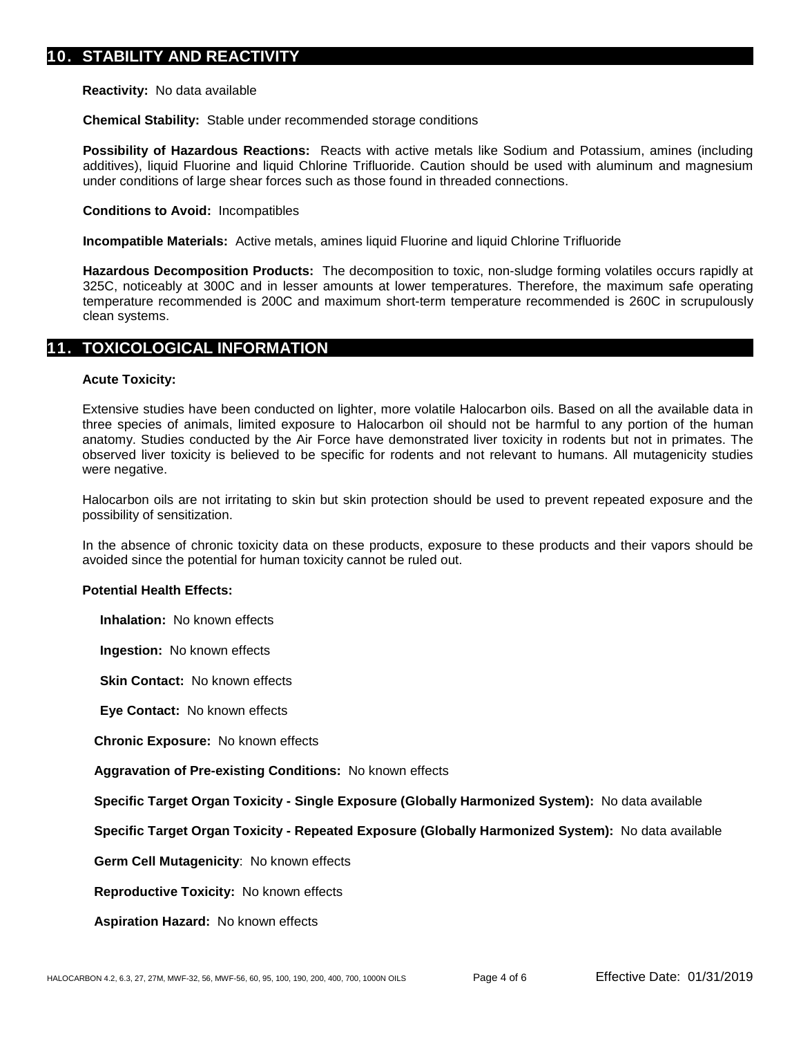## 10. STABILITY AND REACTIVITY

**Reactivity:** No data available

**Chemical Stability:** Stable under recommended storage conditions

**Possibility of Hazardous Reactions:** Reacts with active metals like Sodium and Potassium, amines (including additives), liquid Fluorine and liquid Chlorine Trifluoride. Caution should be used with aluminum and magnesium under conditions of large shear forces such as those found in threaded connections.

**Conditions to Avoid:** Incompatibles

**Incompatible Materials:** Active metals, amines liquid Fluorine and liquid Chlorine Trifluoride

**Hazardous Decomposition Products:** The decomposition to toxic, non-sludge forming volatiles occurs rapidly at 325C, noticeably at 300C and in lesser amounts at lower temperatures. Therefore, the maximum safe operating temperature recommended is 200C and maximum short-term temperature recommended is 260C in scrupulously clean systems.

## 11. TOXICOLOGICAL INFORMATION

**Acute Toxicity:**

Extensive studies have been conducted on lighter, more volatile Halocarbon oils. Based on all the available data in three species of animals, limited exposure to Halocarbon oil should not be harmful to any portion of the human anatomy. Studies conducted by the Air Force have demonstrated liver toxicity in rodents but not in primates. The observed liver toxicity is believed to be specific for rodents and not relevant to humans. All mutagenicity studies were negative.

Halocarbon oils are not irritating to skin but skin protection should be used to prevent repeated exposure and the possibility of sensitization.

In the absence of chronic toxicity data on these products, exposure to these products and their vapors should be avoided since the potential for human toxicity cannot be ruled out.

**Potential Health Effects:**

**Inhalation:** No known effects

**Ingestion:** No known effects

**Skin Contact:** No known effects

**Eye Contact:** No known effects

**Chronic Exposure:** No known effects

**Aggravation of Pre-existing Conditions:** No known effects

**Specific Target Organ Toxicity - Single Exposure (Globally Harmonized System):** No data available

**Specific Target Organ Toxicity - Repeated Exposure (Globally Harmonized System):** No data available

**Germ Cell Mutagenicity**: No known effects

**Reproductive Toxicity:** No known effects

**Aspiration Hazard:** No known effects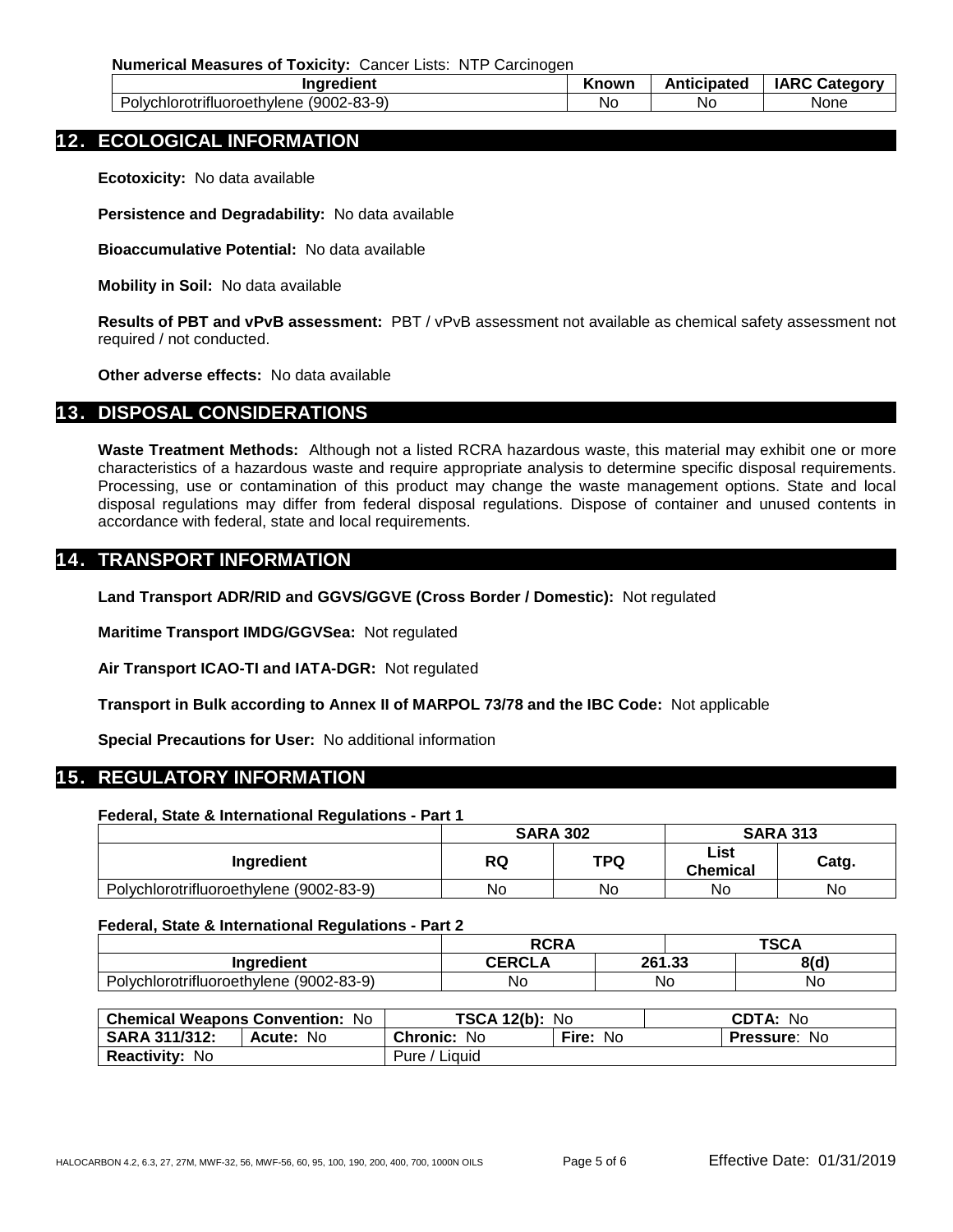**Numerical Measures of Toxicity:** Cancer Lists: NTP Carcinogen

| Ingredient | Known | Anticipated | IARC Category |
|---|---|---|---|
| Polychlorotrifluoroethylene (9002-83-9) | No | No | None |

## 12. ECOLOGICAL INFORMATION

**Ecotoxicity:** No data available

**Persistence and Degradability:** No data available

**Bioaccumulative Potential:** No data available

**Mobility in Soil:** No data available

**Results of PBT and vPvB assessment:** PBT / vPvB assessment not available as chemical safety assessment not required / not conducted.

**Other adverse effects:** No data available

## 13. DISPOSAL CONSIDERATIONS

**Waste Treatment Methods:** Although not a listed RCRA hazardous waste, this material may exhibit one or more characteristics of a hazardous waste and require appropriate analysis to determine specific disposal requirements. Processing, use or contamination of this product may change the waste management options. State and local disposal regulations may differ from federal disposal regulations. Dispose of container and unused contents in accordance with federal, state and local requirements.

## 14. TRANSPORT INFORMATION

**Land Transport ADR/RID and GGVS/GGVE (Cross Border / Domestic):** Not regulated

**Maritime Transport IMDG/GGVSea:** Not regulated

**Air Transport ICAO-TI and IATA-DGR:** Not regulated

**Transport in Bulk according to Annex II of MARPOL 73/78 and the IBC Code:** Not applicable

**Special Precautions for User:** No additional information

## 15. REGULATORY INFORMATION

**Federal, State & International Regulations - Part 1**

| | SARA 302 | | SARA 313 | |
|---|---|---|---|---|
| Ingredient | RQ | TPQ | List Chemical | Catg. |
| Polychlorotrifluoroethylene (9002-83-9) | No | No | No | No |

**Federal, State & International Regulations - Part 2**

| | RCRA | | TSCA |
|---|---|---|---|
| Ingredient | CERCLA | 261.33 | 8(d) |
| Polychlorotrifluoroethylene (9002-83-9) | No | No | No |

| Chemical Weapons Convention: No | | TSCA 12(b): No | | CDTA: No |
|---|---|---|---|---|
| SARA 311/312: | Acute: No | Chronic: No | Fire: No | Pressure: No |
| Reactivity: No | | Pure / Liquid | | |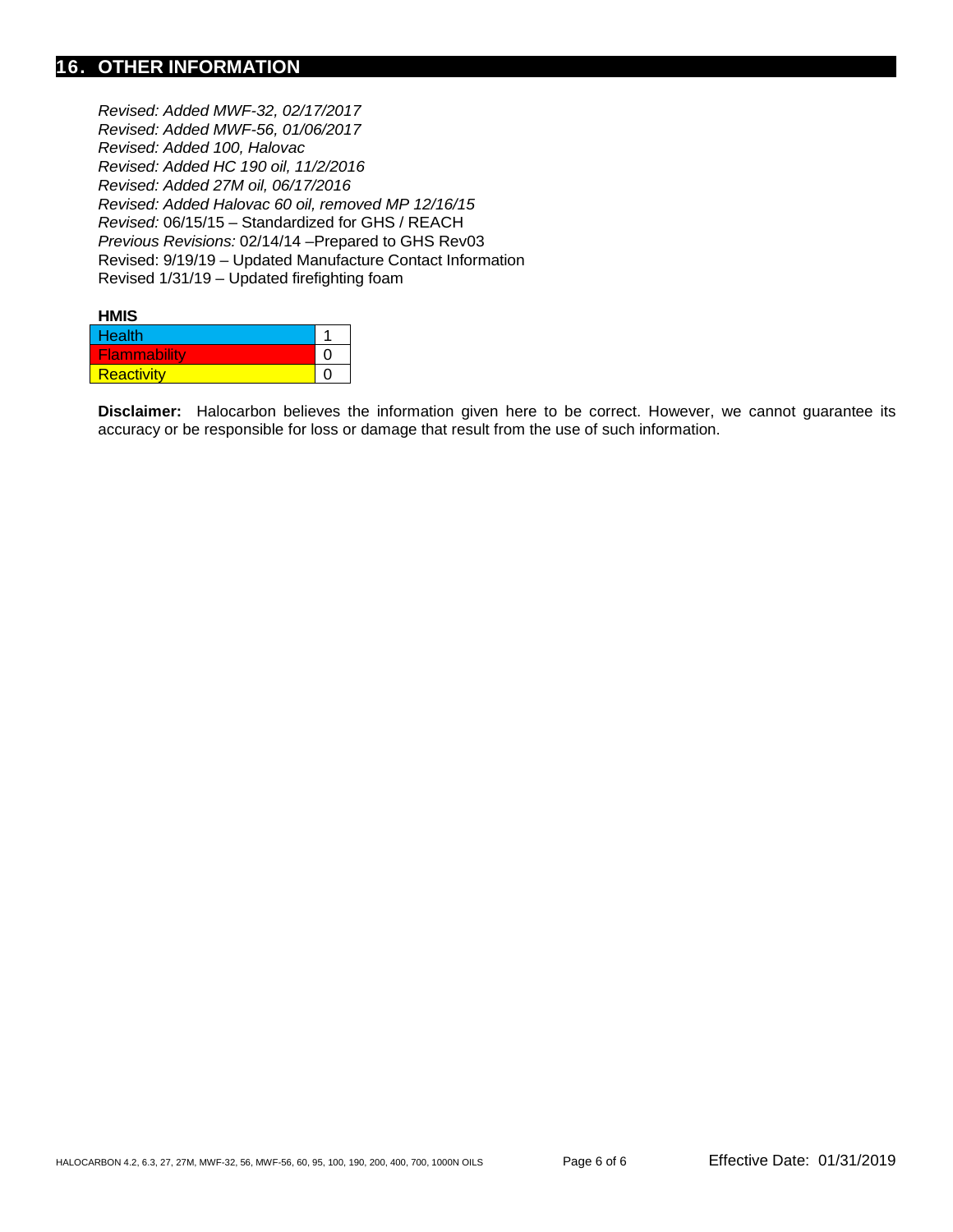## 16. OTHER INFORMATION

*Revised: Added MWF-32, 02/17/2017*
*Revised: Added MWF-56, 01/06/2017*
*Revised: Added 100, Halovac*
*Revised: Added HC 190 oil, 11/2/2016*
*Revised: Added 27M oil, 06/17/2016*
*Revised: Added Halovac 60 oil, removed MP 12/16/15*
*Revised:* 06/15/15 – Standardized for GHS / REACH
*Previous Revisions:* 02/14/14 –Prepared to GHS Rev03
Revised: 9/19/19 – Updated Manufacture Contact Information
Revised 1/31/19 – Updated firefighting foam

**HMIS**

| | |
|---|---|
| Health | 1 |
| Flammability | 0 |
| Reactivity | 0 |

**Disclaimer:** Halocarbon believes the information given here to be correct. However, we cannot guarantee its accuracy or be responsible for loss or damage that result from the use of such information.